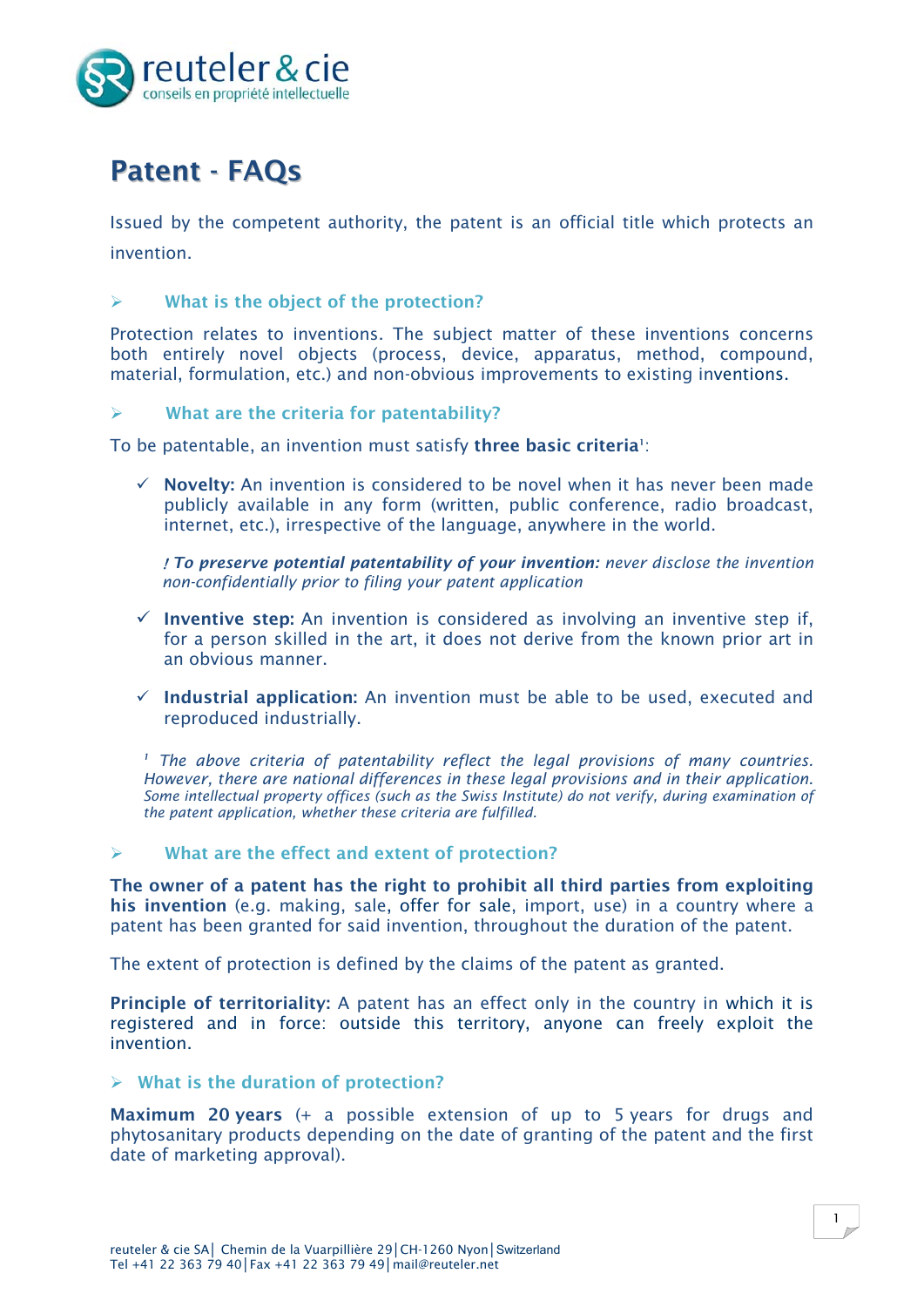# Patent - FAQs

Issued by the competent authority, the patent is an official title which protects an invention.

## What is the object of the protection?

Protection relates to inventions. The subject matter of these inventions concerns both entirely novel objects (process, device, apparatus, method, compound, material, formulation, etc.) and non-obvious improvements to existing inventions.

## What are the criteria for patentability?

To be patentable, an invention must satisfy **three basic criteria**[1]:

- **Novelty:** An invention is considered to be novel when it has never been made publicly available in any form (written, public conference, radio broadcast, internet, etc.), irrespective of the language, anywhere in the world.

  *! **To preserve potential patentability of your invention:** never disclose the invention non-confidentially prior to filing your patent application*

- **Inventive step:** An invention is considered as involving an inventive step if, for a person skilled in the art, it does not derive from the known prior art in an obvious manner.

- **Industrial application:** An invention must be able to be used, executed and reproduced industrially.

*[1] The above criteria of patentability reflect the legal provisions of many countries. However, there are national differences in these legal provisions and in their application. Some intellectual property offices (such as the Swiss Institute) do not verify, during examination of the patent application, whether these criteria are fulfilled.*

## What are the effect and extent of protection?

**The owner of a patent has the right to prohibit all third parties from exploiting his invention** (e.g. making, sale, offer for sale, import, use) in a country where a patent has been granted for said invention, throughout the duration of the patent.

The extent of protection is defined by the claims of the patent as granted.

**Principle of territoriality:** A patent has an effect only in the country in which it is registered and in force: outside this territory, anyone can freely exploit the invention.

## What is the duration of protection?

**Maximum 20 years** (+ a possible extension of up to 5 years for drugs and phytosanitary products depending on the date of granting of the patent and the first date of marketing approval).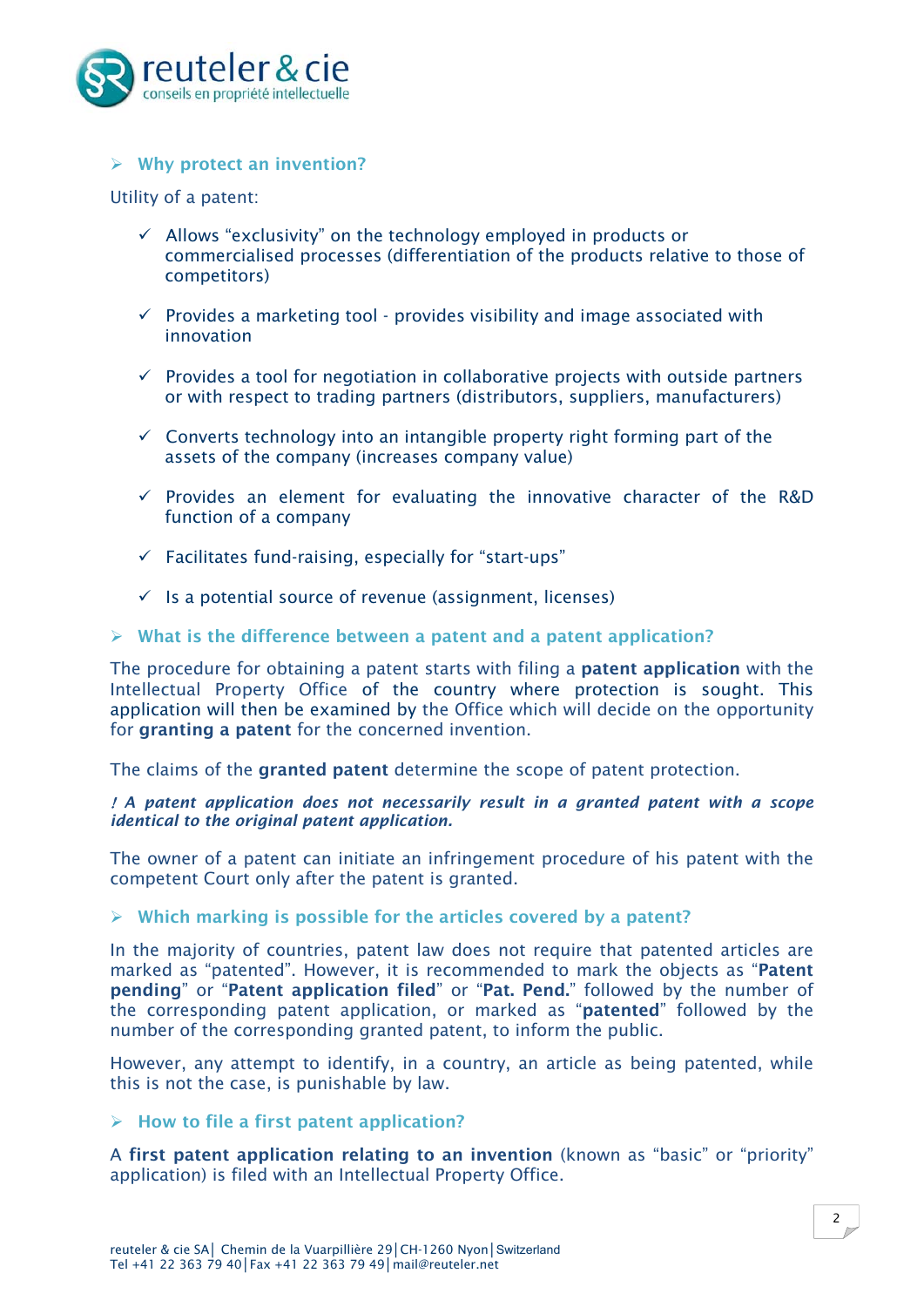## Why protect an invention?

Utility of a patent:

- ✓ Allows “exclusivity” on the technology employed in products or commercialised processes (differentiation of the products relative to those of competitors)
- ✓ Provides a marketing tool - provides visibility and image associated with innovation
- ✓ Provides a tool for negotiation in collaborative projects with outside partners or with respect to trading partners (distributors, suppliers, manufacturers)
- ✓ Converts technology into an intangible property right forming part of the assets of the company (increases company value)
- ✓ Provides an element for evaluating the innovative character of the R&D function of a company
- ✓ Facilitates fund-raising, especially for “start-ups”
- ✓ Is a potential source of revenue (assignment, licenses)

## What is the difference between a patent and a patent application?

The procedure for obtaining a patent starts with filing a **patent application** with the Intellectual Property Office of the country where protection is sought. This application will then be examined by the Office which will decide on the opportunity for **granting a patent** for the concerned invention.

The claims of the **granted patent** determine the scope of patent protection.

***! A patent application does not necessarily result in a granted patent with a scope identical to the original patent application.***

The owner of a patent can initiate an infringement procedure of his patent with the competent Court only after the patent is granted.

## Which marking is possible for the articles covered by a patent?

In the majority of countries, patent law does not require that patented articles are marked as “patented”. However, it is recommended to mark the objects as “**Patent pending**” or “**Patent application filed**” or “**Pat. Pend.**” followed by the number of the corresponding patent application, or marked as “**patented**” followed by the number of the corresponding granted patent, to inform the public.

However, any attempt to identify, in a country, an article as being patented, while this is not the case, is punishable by law.

## How to file a first patent application?

A **first patent application relating to an invention** (known as “basic” or “priority” application) is filed with an Intellectual Property Office.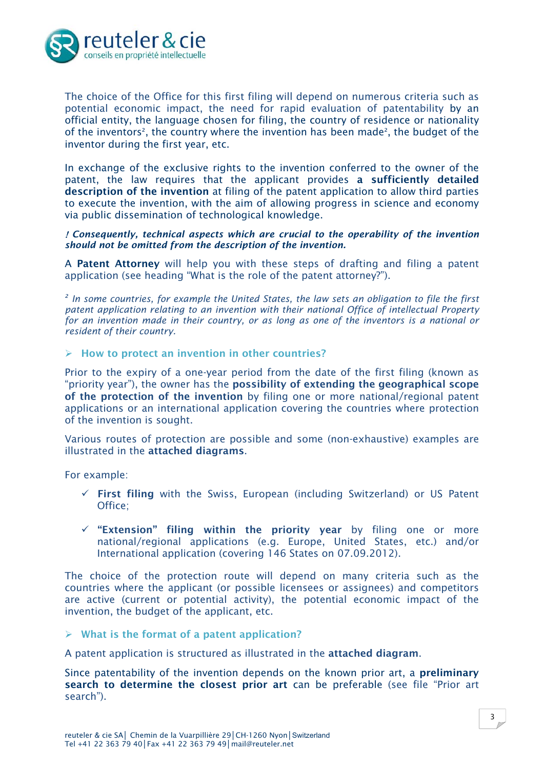The choice of the Office for this first filing will depend on numerous criteria such as potential economic impact, the need for rapid evaluation of patentability by an official entity, the language chosen for filing, the country of residence or nationality of the inventors[2], the country where the invention has been made[2], the budget of the inventor during the first year, etc.

In exchange of the exclusive rights to the invention conferred to the owner of the patent, the law requires that the applicant provides **a sufficiently detailed description of the invention** at filing of the patent application to allow third parties to execute the invention, with the aim of allowing progress in science and economy via public dissemination of technological knowledge.

***! Consequently, technical aspects which are crucial to the operability of the invention should not be omitted from the description of the invention.***

A **Patent Attorney** will help you with these steps of drafting and filing a patent application (see heading "What is the role of the patent attorney?").

*[2] In some countries, for example the United States, the law sets an obligation to file the first patent application relating to an invention with their national Office of intellectual Property for an invention made in their country, or as long as one of the inventors is a national or resident of their country.*

### ➢ How to protect an invention in other countries?

Prior to the expiry of a one-year period from the date of the first filing (known as "priority year"), the owner has the **possibility of extending the geographical scope of the protection of the invention** by filing one or more national/regional patent applications or an international application covering the countries where protection of the invention is sought.

Various routes of protection are possible and some (non-exhaustive) examples are illustrated in the **attached diagrams**.

For example:

- ✓ **First filing** with the Swiss, European (including Switzerland) or US Patent Office;
- ✓ **"Extension" filing within the priority year** by filing one or more national/regional applications (e.g. Europe, United States, etc.) and/or International application (covering 146 States on 07.09.2012).

The choice of the protection route will depend on many criteria such as the countries where the applicant (or possible licensees or assignees) and competitors are active (current or potential activity), the potential economic impact of the invention, the budget of the applicant, etc.

### ➢ What is the format of a patent application?

A patent application is structured as illustrated in the **attached diagram**.

Since patentability of the invention depends on the known prior art, a **preliminary search to determine the closest prior art** can be preferable (see file "Prior art search").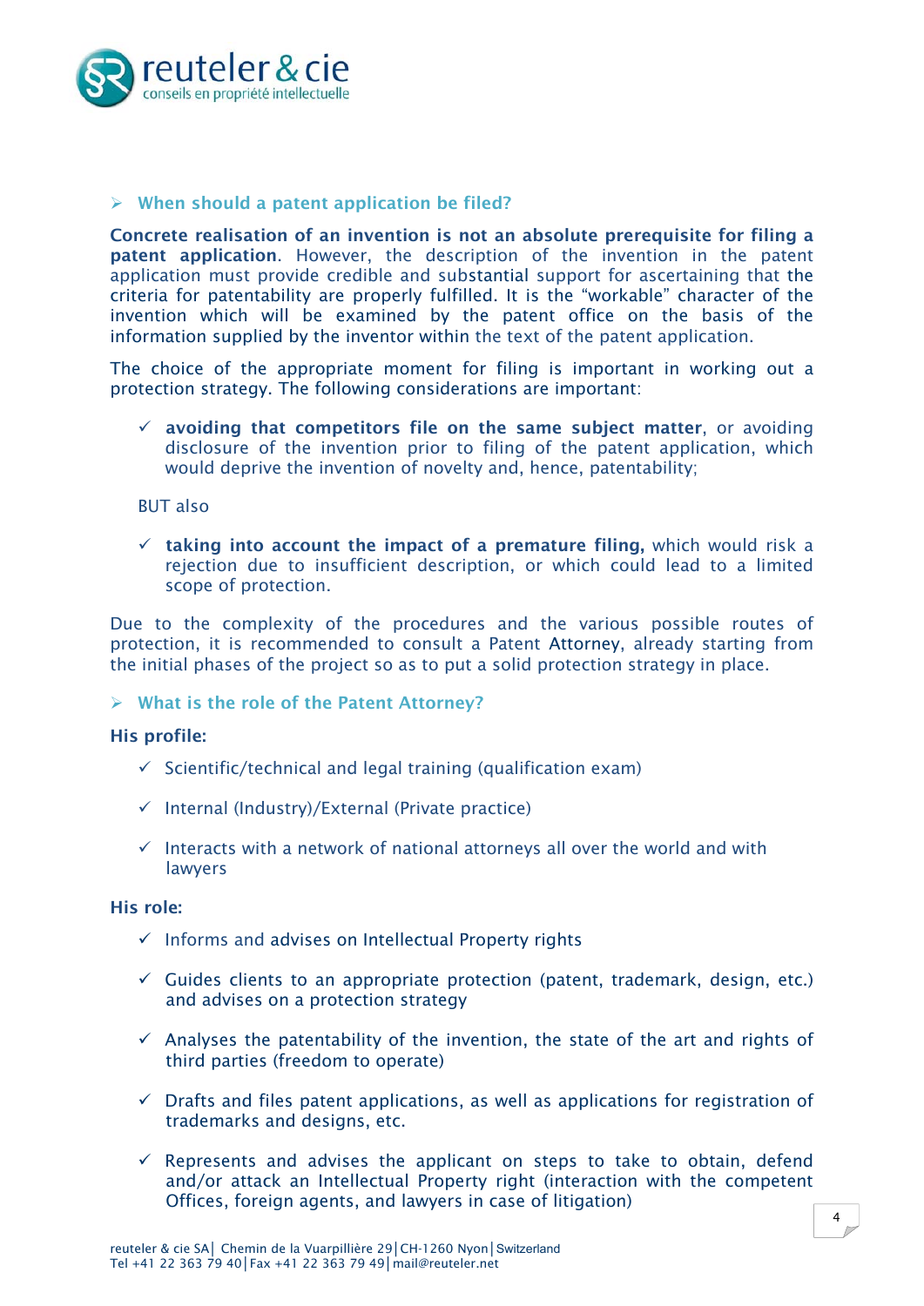## When should a patent application be filed?

**Concrete realisation of an invention is not an absolute prerequisite for filing a patent application**. However, the description of the invention in the patent application must provide credible and substantial support for ascertaining that the criteria for patentability are properly fulfilled. It is the "workable" character of the invention which will be examined by the patent office on the basis of the information supplied by the inventor within the text of the patent application.

The choice of the appropriate moment for filing is important in working out a protection strategy. The following considerations are important:

- ✓ **avoiding that competitors file on the same subject matter**, or avoiding disclosure of the invention prior to filing of the patent application, which would deprive the invention of novelty and, hence, patentability;

BUT also

- ✓ **taking into account the impact of a premature filing,** which would risk a rejection due to insufficient description, or which could lead to a limited scope of protection.

Due to the complexity of the procedures and the various possible routes of protection, it is recommended to consult a Patent Attorney, already starting from the initial phases of the project so as to put a solid protection strategy in place.

## What is the role of the Patent Attorney?

**His profile:**

- ✓ Scientific/technical and legal training (qualification exam)
- ✓ Internal (Industry)/External (Private practice)
- ✓ Interacts with a network of national attorneys all over the world and with lawyers

**His role:**

- ✓ Informs and advises on Intellectual Property rights
- ✓ Guides clients to an appropriate protection (patent, trademark, design, etc.) and advises on a protection strategy
- ✓ Analyses the patentability of the invention, the state of the art and rights of third parties (freedom to operate)
- ✓ Drafts and files patent applications, as well as applications for registration of trademarks and designs, etc.
- ✓ Represents and advises the applicant on steps to take to obtain, defend and/or attack an Intellectual Property right (interaction with the competent Offices, foreign agents, and lawyers in case of litigation)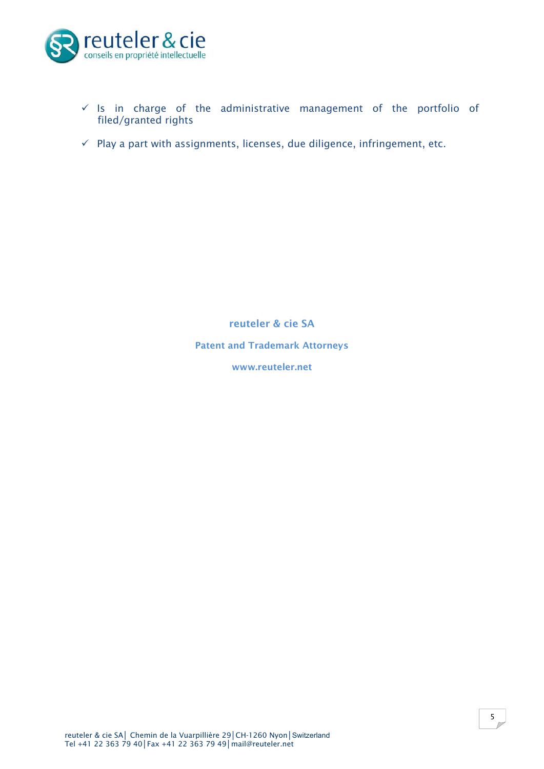- ✓ Is in charge of the administrative management of the portfolio of filed/granted rights
- ✓ Play a part with assignments, licenses, due diligence, infringement, etc.

**reuteler & cie SA**

**Patent and Trademark Attorneys**

**www.reuteler.net**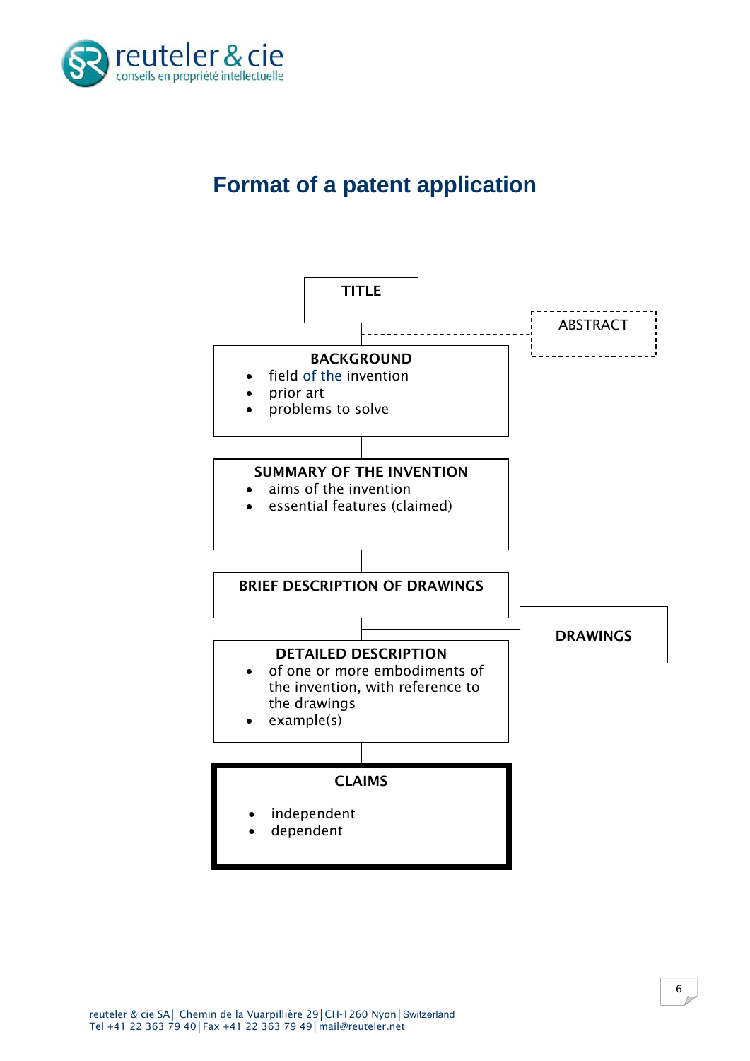# Format of a patent application

TITLE

ABSTRACT

**BACKGROUND**

- field of the invention
- prior art
- problems to solve

**SUMMARY OF THE INVENTION**

- aims of the invention
- essential features (claimed)

**BRIEF DESCRIPTION OF DRAWINGS**

**DRAWINGS**

**DETAILED DESCRIPTION**

- of one or more embodiments of the invention, with reference to the drawings
- example(s)

**CLAIMS**

- independent
- dependent

reuteler & cie SA | Chemin de la Vuarpillière 29 | CH-1260 Nyon | Switzerland
Tel +41 22 363 79 40 | Fax +41 22 363 79 49 | mail@reuteler.net